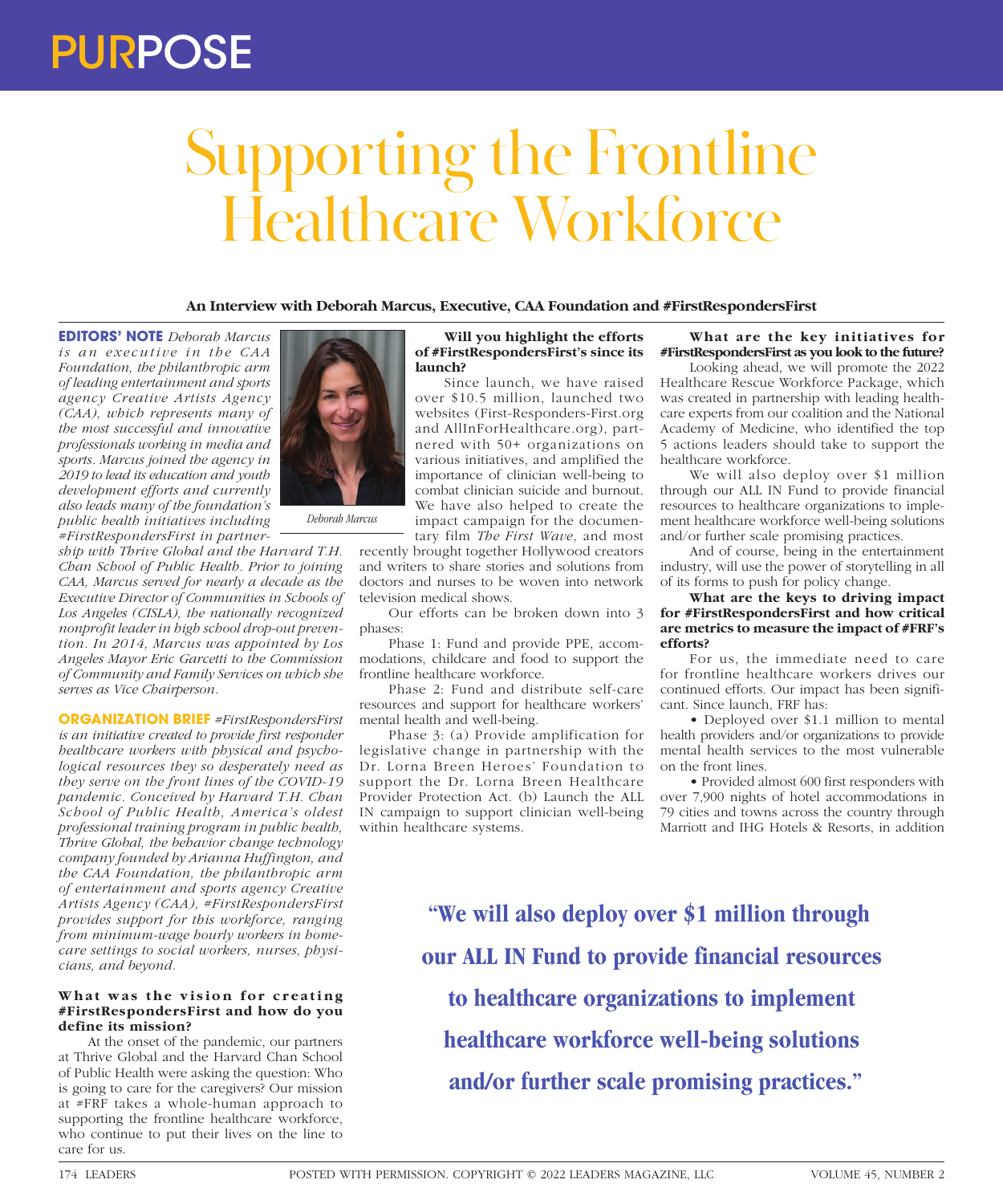# Supporting the Frontline Healthcare Workforce

**An Interview with Deborah Marcus, Executive, CAA Foundation and #FirstRespondersFirst**

**EDITORS' NOTE** *Deborah Marcus is an executive in the CAA Foundation, the philanthropic arm of leading entertainment and sports agency Creative Artists Agency (CAA), which represents many of the most successful and innovative professionals working in media and sports. Marcus joined the agency in 2019 to lead its education and youth development efforts and currently also leads many of the foundation's public health initiatives including #FirstRespondersFirst in partnership with Thrive Global and the Harvard T.H. Chan School of Public Health. Prior to joining CAA, Marcus served for nearly a decade as the Executive Director of Communities in Schools of Los Angeles (CISLA), the nationally recognized nonprofit leader in high school drop-out prevention. In 2014, Marcus was appointed by Los Angeles Mayor Eric Garcetti to the Commission of Community and Family Services on which she serves as Vice Chairperson.*

*Deborah Marcus*

**ORGANIZATION BRIEF** *#FirstRespondersFirst is an initiative created to provide first responder healthcare workers with physical and psychological resources they so desperately need as they serve on the front lines of the COVID-19 pandemic. Conceived by Harvard T.H. Chan School of Public Health, America's oldest professional training program in public health, Thrive Global, the behavior change technology company founded by Arianna Huffington, and the CAA Foundation, the philanthropic arm of entertainment and sports agency Creative Artists Agency (CAA), #FirstRespondersFirst provides support for this workforce, ranging from minimum-wage hourly workers in homecare settings to social workers, nurses, physicians, and beyond.*

**What was the vision for creating #FirstRespondersFirst and how do you define its mission?**

At the onset of the pandemic, our partners at Thrive Global and the Harvard Chan School of Public Health were asking the question: Who is going to care for the caregivers? Our mission at #FRF takes a whole-human approach to supporting the frontline healthcare workforce, who continue to put their lives on the line to care for us.

**Will you highlight the efforts of #FirstRespondersFirst's since its launch?**

Since launch, we have raised over $10.5 million, launched two websites (First-Responders-First.org and AllInForHealthcare.org), partnered with 50+ organizations on various initiatives, and amplified the importance of clinician well-being to combat clinician suicide and burnout. We have also helped to create the impact campaign for the documentary film *The First Wave*, and most recently brought together Hollywood creators and writers to share stories and solutions from doctors and nurses to be woven into network television medical shows.

Our efforts can be broken down into 3 phases:

Phase 1: Fund and provide PPE, accommodations, childcare and food to support the frontline healthcare workforce.

Phase 2: Fund and distribute self-care resources and support for healthcare workers' mental health and well-being.

Phase 3: (a) Provide amplification for legislative change in partnership with the Dr. Lorna Breen Heroes' Foundation to support the Dr. Lorna Breen Healthcare Provider Protection Act. (b) Launch the ALL IN campaign to support clinician well-being within healthcare systems.

**What are the key initiatives for #FirstRespondersFirst as you look to the future?**

Looking ahead, we will promote the 2022 Healthcare Rescue Workforce Package, which was created in partnership with leading healthcare experts from our coalition and the National Academy of Medicine, who identified the top 5 actions leaders should take to support the healthcare workforce.

We will also deploy over $1 million through our ALL IN Fund to provide financial resources to healthcare organizations to implement healthcare workforce well-being solutions and/or further scale promising practices.

And of course, being in the entertainment industry, will use the power of storytelling in all of its forms to push for policy change.

**What are the keys to driving impact for #FirstRespondersFirst and how critical are metrics to measure the impact of #FRF's efforts?**

For us, the immediate need to care for frontline healthcare workers drives our continued efforts. Our impact has been significant. Since launch, FRF has:

- Deployed over $1.1 million to mental health providers and/or organizations to provide mental health services to the most vulnerable on the front lines.
- Provided almost 600 first responders with over 7,900 nights of hotel accommodations in 79 cities and towns across the country through Marriott and IHG Hotels & Resorts, in addition

**"We will also deploy over $1 million through our ALL IN Fund to provide financial resources to healthcare organizations to implement healthcare workforce well-being solutions and/or further scale promising practices."**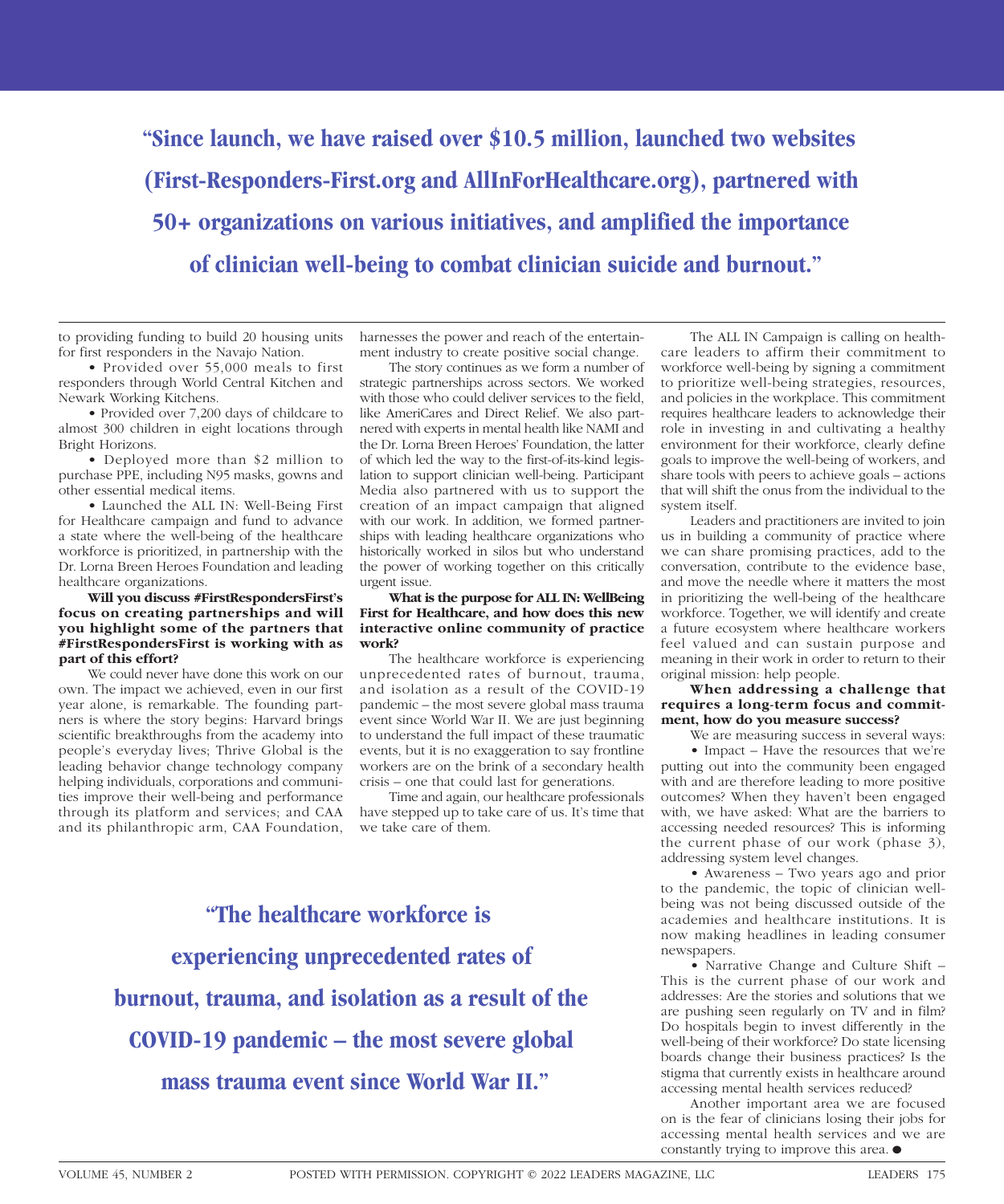**"Since launch, we have raised over $10.5 million, launched two websites (First-Responders-First.org and AllInForHealthcare.org), partnered with 50+ organizations on various initiatives, and amplified the importance of clinician well-being to combat clinician suicide and burnout."**

to providing funding to build 20 housing units for first responders in the Navajo Nation.

- Provided over 55,000 meals to first responders through World Central Kitchen and Newark Working Kitchens.
- Provided over 7,200 days of childcare to almost 300 children in eight locations through Bright Horizons.
- Deployed more than $2 million to purchase PPE, including N95 masks, gowns and other essential medical items.
- Launched the ALL IN: Well-Being First for Healthcare campaign and fund to advance a state where the well-being of the healthcare workforce is prioritized, in partnership with the Dr. Lorna Breen Heroes Foundation and leading healthcare organizations.

**Will you discuss #FirstRespondersFirst's focus on creating partnerships and will you highlight some of the partners that #FirstRespondersFirst is working with as part of this effort?**

We could never have done this work on our own. The impact we achieved, even in our first year alone, is remarkable. The founding partners is where the story begins: Harvard brings scientific breakthroughs from the academy into people's everyday lives; Thrive Global is the leading behavior change technology company helping individuals, corporations and communities improve their well-being and performance through its platform and services; and CAA and its philanthropic arm, CAA Foundation, harnesses the power and reach of the entertainment industry to create positive social change.

The story continues as we form a number of strategic partnerships across sectors. We worked with those who could deliver services to the field, like AmeriCares and Direct Relief. We also partnered with experts in mental health like NAMI and the Dr. Lorna Breen Heroes' Foundation, the latter of which led the way to the first-of-its-kind legislation to support clinician well-being. Participant Media also partnered with us to support the creation of an impact campaign that aligned with our work. In addition, we formed partnerships with leading healthcare organizations who historically worked in silos but who understand the power of working together on this critically urgent issue.

**What is the purpose for ALL IN: WellBeing First for Healthcare, and how does this new interactive online community of practice work?**

The healthcare workforce is experiencing unprecedented rates of burnout, trauma, and isolation as a result of the COVID-19 pandemic – the most severe global mass trauma event since World War II. We are just beginning to understand the full impact of these traumatic events, but it is no exaggeration to say frontline workers are on the brink of a secondary health crisis – one that could last for generations.

Time and again, our healthcare professionals have stepped up to take care of us. It's time that we take care of them.

**"The healthcare workforce is experiencing unprecedented rates of burnout, trauma, and isolation as a result of the COVID-19 pandemic – the most severe global mass trauma event since World War II."**

The ALL IN Campaign is calling on healthcare leaders to affirm their commitment to workforce well-being by signing a commitment to prioritize well-being strategies, resources, and policies in the workplace. This commitment requires healthcare leaders to acknowledge their role in investing in and cultivating a healthy environment for their workforce, clearly define goals to improve the well-being of workers, and share tools with peers to achieve goals – actions that will shift the onus from the individual to the system itself.

Leaders and practitioners are invited to join us in building a community of practice where we can share promising practices, add to the conversation, contribute to the evidence base, and move the needle where it matters the most in prioritizing the well-being of the healthcare workforce. Together, we will identify and create a future ecosystem where healthcare workers feel valued and can sustain purpose and meaning in their work in order to return to their original mission: help people.

**When addressing a challenge that requires a long-term focus and commitment, how do you measure success?**

We are measuring success in several ways:

- Impact – Have the resources that we're putting out into the community been engaged with and are therefore leading to more positive outcomes? When they haven't been engaged with, we have asked: What are the barriers to accessing needed resources? This is informing the current phase of our work (phase 3), addressing system level changes.
- Awareness – Two years ago and prior to the pandemic, the topic of clinician well-being was not being discussed outside of the academies and healthcare institutions. It is now making headlines in leading consumer newspapers.
- Narrative Change and Culture Shift – This is the current phase of our work and addresses: Are the stories and solutions that we are pushing seen regularly on TV and in film? Do hospitals begin to invest differently in the well-being of their workforce? Do state licensing boards change their business practices? Is the stigma that currently exists in healthcare around accessing mental health services reduced?

Another important area we are focused on is the fear of clinicians losing their jobs for accessing mental health services and we are constantly trying to improve this area. ●